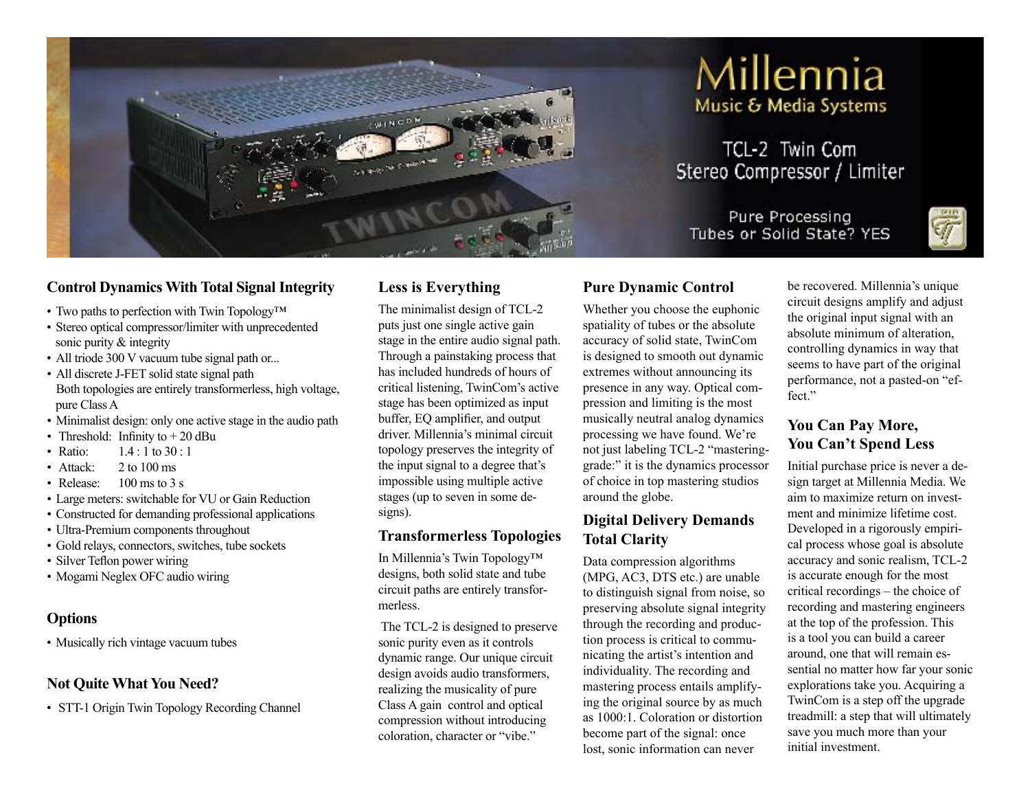# Millennia

Music & Media Systems

TCL-2 Twin Com
Stereo Compressor / Limiter

Pure Processing
Tubes or Solid State? YES

### Control Dynamics With Total Signal Integrity

- Two paths to perfection with Twin Topology™
- Stereo optical compressor/limiter with unprecedented sonic purity & integrity
- All triode 300 V vacuum tube signal path or...
- All discrete J-FET solid state signal path
  Both topologies are entirely transformerless, high voltage, pure Class A
- Minimalist design: only one active stage in the audio path
- Threshold: Infinity to + 20 dBu
- Ratio: 1.4 : 1 to 30 : 1
- Attack: 2 to 100 ms
- Release: 100 ms to 3 s
- Large meters: switchable for VU or Gain Reduction
- Constructed for demanding professional applications
- Ultra-Premium components throughout
- Gold relays, connectors, switches, tube sockets
- Silver Teflon power wiring
- Mogami Neglex OFC audio wiring

### Options

- Musically rich vintage vacuum tubes

### Not Quite What You Need?

- STT-1 Origin Twin Topology Recording Channel

### Less is Everything

The minimalist design of TCL-2 puts just one single active gain stage in the entire audio signal path. Through a painstaking process that has included hundreds of hours of critical listening, TwinCom's active stage has been optimized as input buffer, EQ amplifier, and output driver. Millennia's minimal circuit topology preserves the integrity of the input signal to a degree that's impossible using multiple active stages (up to seven in some designs).

### Transformerless Topologies

In Millennia's Twin Topology™ designs, both solid state and tube circuit paths are entirely transformerless.

The TCL-2 is designed to preserve sonic purity even as it controls dynamic range. Our unique circuit design avoids audio transformers, realizing the musicality of pure Class A gain control and optical compression without introducing coloration, character or "vibe."

### Pure Dynamic Control

Whether you choose the euphonic spatiality of tubes or the absolute accuracy of solid state, TwinCom is designed to smooth out dynamic extremes without announcing its presence in any way. Optical compression and limiting is the most musically neutral analog dynamics processing we have found. We're not just labeling TCL-2 "mastering-grade:" it is the dynamics processor of choice in top mastering studios around the globe.

### Digital Delivery Demands Total Clarity

Data compression algorithms (MPG, AC3, DTS etc.) are unable to distinguish signal from noise, so preserving absolute signal integrity through the recording and production process is critical to communicating the artist's intention and individuality. The recording and mastering process entails amplifying the original source by as much as 1000:1. Coloration or distortion become part of the signal: once lost, sonic information can never be recovered. Millennia's unique circuit designs amplify and adjust the original input signal with an absolute minimum of alteration, controlling dynamics in way that seems to have part of the original performance, not a pasted-on "effect."

### You Can Pay More, You Can't Spend Less

Initial purchase price is never a design target at Millennia Media. We aim to maximize return on investment and minimize lifetime cost. Developed in a rigorously empirical process whose goal is absolute accuracy and sonic realism, TCL-2 is accurate enough for the most critical recordings – the choice of recording and mastering engineers at the top of the profession. This is a tool you can build a career around, one that will remain essential no matter how far your sonic explorations take you. Acquiring a TwinCom is a step off the upgrade treadmill: a step that will ultimately save you much more than your initial investment.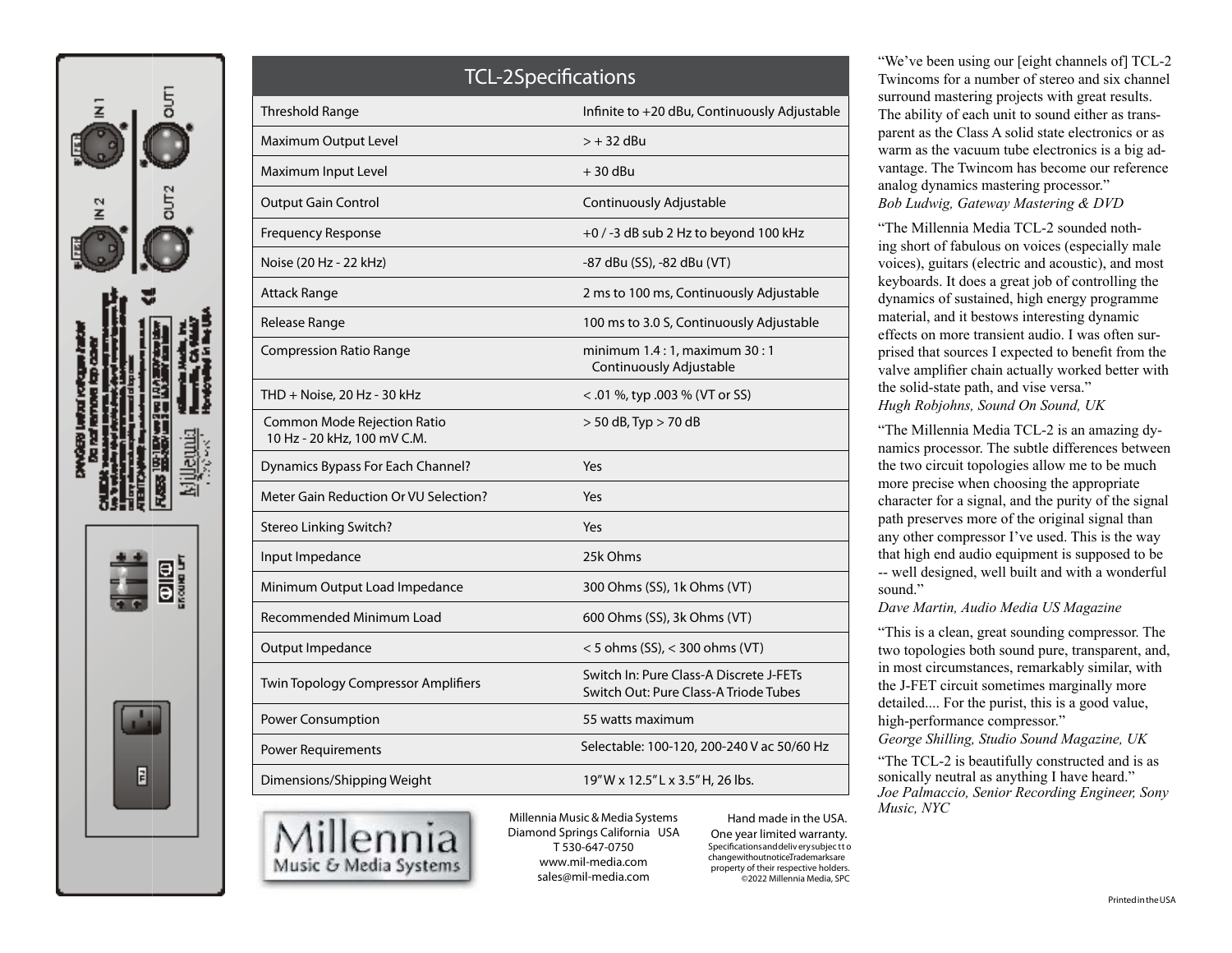## TCL-2Specifications

| | |
|---|---|
| Threshold Range | Infinite to +20 dBu, Continuously Adjustable |
| Maximum Output Level | > + 32 dBu |
| Maximum Input Level | + 30 dBu |
| Output Gain Control | Continuously Adjustable |
| Frequency Response | +0 / -3 dB sub 2 Hz to beyond 100 kHz |
| Noise (20 Hz - 22 kHz) | -87 dBu (SS), -82 dBu (VT) |
| Attack Range | 2 ms to 100 ms, Continuously Adjustable |
| Release Range | 100 ms to 3.0 S, Continuously Adjustable |
| Compression Ratio Range | minimum 1.4 : 1, maximum 30 : 1 Continuously Adjustable |
| THD + Noise, 20 Hz - 30 kHz | < .01 %, typ .003 % (VT or SS) |
| Common Mode Rejection Ratio 10 Hz - 20 kHz, 100 mV C.M. | > 50 dB, Typ > 70 dB |
| Dynamics Bypass For Each Channel? | Yes |
| Meter Gain Reduction Or VU Selection? | Yes |
| Stereo Linking Switch? | Yes |
| Input Impedance | 25k Ohms |
| Minimum Output Load Impedance | 300 Ohms (SS), 1k Ohms (VT) |
| Recommended Minimum Load | 600 Ohms (SS), 3k Ohms (VT) |
| Output Impedance | < 5 ohms (SS), < 300 ohms (VT) |
| Twin Topology Compressor Amplifiers | Switch In: Pure Class-A Discrete J-FETs Switch Out: Pure Class-A Triode Tubes |
| Power Consumption | 55 watts maximum |
| Power Requirements | Selectable: 100-120, 200-240 V ac 50/60 Hz |
| Dimensions/Shipping Weight | 19" W x 12.5" L x 3.5" H, 26 lbs. |

Millennia Music & Media Systems
Diamond Springs California USA
T 530-647-0750
www.mil-media.com
sales@mil-media.com

Hand made in the USA.
One year limited warranty.
Specifications and delivery subject to change without notice. Trademarks are property of their respective holders.
©2022 Millennia Media, SPC

"We've been using our [eight channels of] TCL-2 Twincoms for a number of stereo and six channel surround mastering projects with great results. The ability of each unit to sound either as transparent as the Class A solid state electronics or as warm as the vacuum tube electronics is a big advantage. The Twincom has become our reference analog dynamics mastering processor."
*Bob Ludwig, Gateway Mastering & DVD*

"The Millennia Media TCL-2 sounded nothing short of fabulous on voices (especially male voices), guitars (electric and acoustic), and most keyboards. It does a great job of controlling the dynamics of sustained, high energy programme material, and it bestows interesting dynamic effects on more transient audio. I was often surprised that sources I expected to benefit from the valve amplifier chain actually worked better with the solid-state path, and vise versa."
*Hugh Robjohns, Sound On Sound, UK*

"The Millennia Media TCL-2 is an amazing dynamics processor. The subtle differences between the two circuit topologies allow me to be much more precise when choosing the appropriate character for a signal, and the purity of the signal path preserves more of the original signal than any other compressor I've used. This is the way that high end audio equipment is supposed to be -- well designed, well built and with a wonderful sound."
*Dave Martin, Audio Media US Magazine*

"This is a clean, great sounding compressor. The two topologies both sound pure, transparent, and, in most circumstances, remarkably similar, with the J-FET circuit sometimes marginally more detailed.... For the purist, this is a good value, high-performance compressor."
*George Shilling, Studio Sound Magazine, UK*

"The TCL-2 is beautifully constructed and is as sonically neutral as anything I have heard."
*Joe Palmaccio, Senior Recording Engineer, Sony Music, NYC*

Printed in the USA